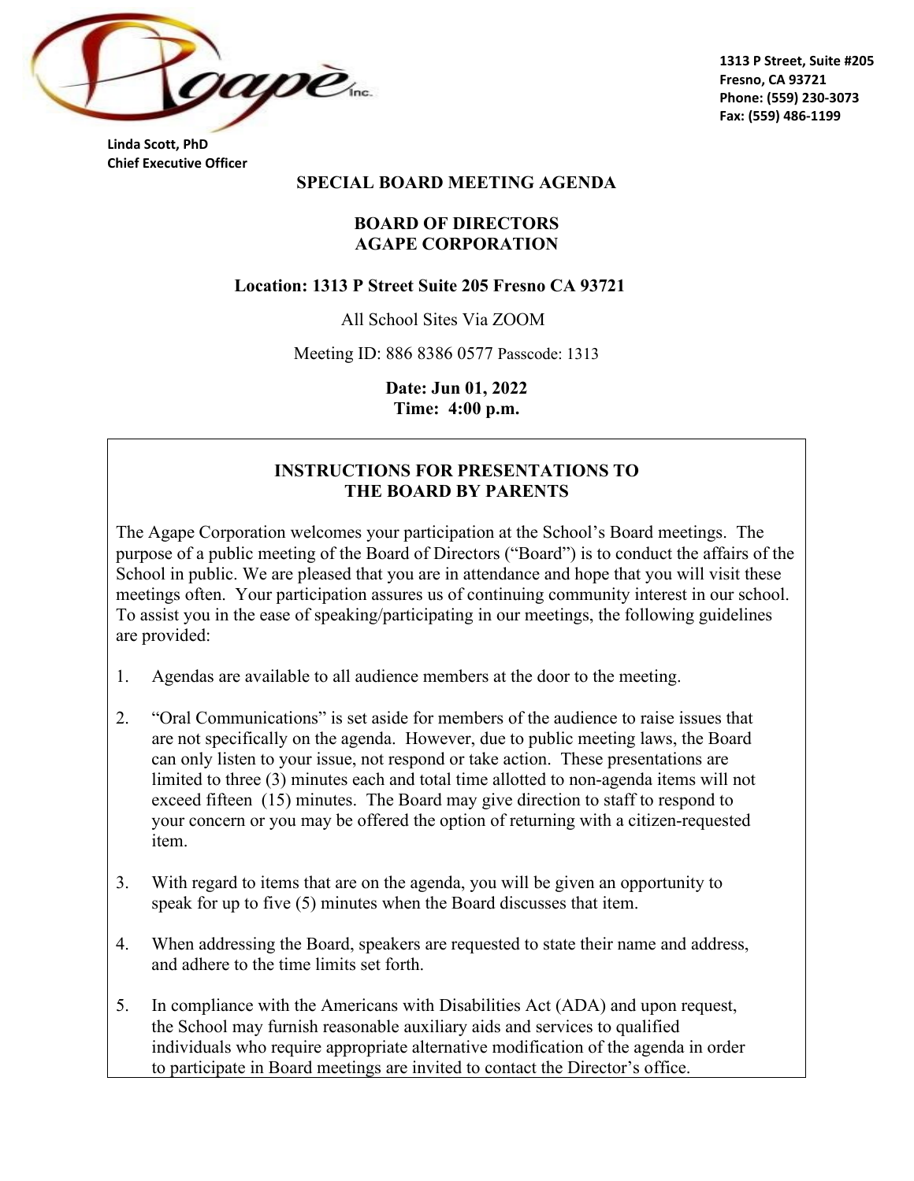Agapè Inc.

Linda Scott, PhD
Chief Executive Officer

1313 P Street, Suite #205
Fresno, CA 93721
Phone: (559) 230-3073
Fax: (559) 486-1199

## SPECIAL BOARD MEETING AGENDA

## BOARD OF DIRECTORS
## AGAPE CORPORATION

**Location: 1313 P Street Suite 205 Fresno CA 93721**

All School Sites Via ZOOM

Meeting ID: 886 8386 0577 Passcode: 1313

**Date: Jun 01, 2022**
**Time: 4:00 p.m.**

### INSTRUCTIONS FOR PRESENTATIONS TO THE BOARD BY PARENTS

The Agape Corporation welcomes your participation at the School's Board meetings. The purpose of a public meeting of the Board of Directors ("Board") is to conduct the affairs of the School in public. We are pleased that you are in attendance and hope that you will visit these meetings often. Your participation assures us of continuing community interest in our school. To assist you in the ease of speaking/participating in our meetings, the following guidelines are provided:

1. Agendas are available to all audience members at the door to the meeting.
2. "Oral Communications" is set aside for members of the audience to raise issues that are not specifically on the agenda. However, due to public meeting laws, the Board can only listen to your issue, not respond or take action. These presentations are limited to three (3) minutes each and total time allotted to non-agenda items will not exceed fifteen (15) minutes. The Board may give direction to staff to respond to your concern or you may be offered the option of returning with a citizen-requested item.
3. With regard to items that are on the agenda, you will be given an opportunity to speak for up to five (5) minutes when the Board discusses that item.
4. When addressing the Board, speakers are requested to state their name and address, and adhere to the time limits set forth.
5. In compliance with the Americans with Disabilities Act (ADA) and upon request, the School may furnish reasonable auxiliary aids and services to qualified individuals who require appropriate alternative modification of the agenda in order to participate in Board meetings are invited to contact the Director's office.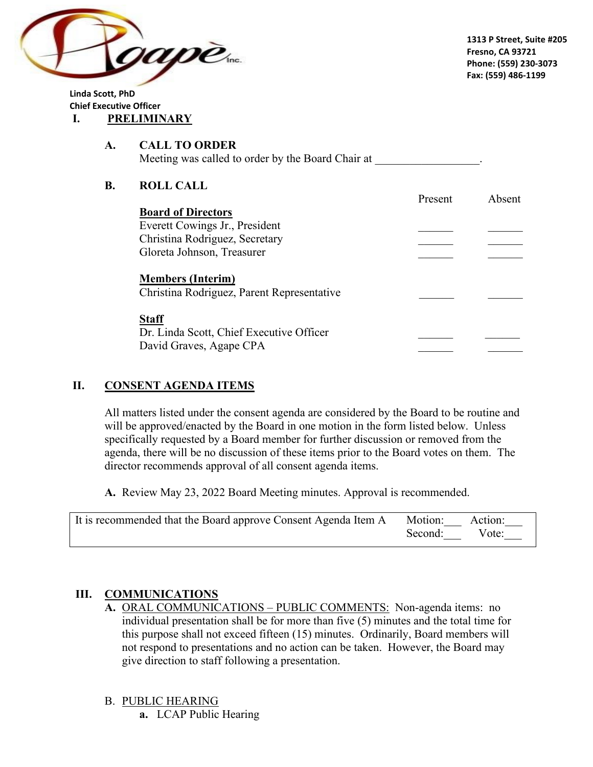1313 P Street, Suite #205
Fresno, CA 93721
Phone: (559) 230-3073
Fax: (559) 486-1199

**Linda Scott, PhD**
**Chief Executive Officer**

# I. PRELIMINARY

## A. CALL TO ORDER

Meeting was called to order by the Board Chair at __________________.

## B. ROLL CALL

| | Present | Absent |
|---|---|---|
| **Board of Directors** | | |
| Everett Cowings Jr., President | ______ | ______ |
| Christina Rodriguez, Secretary | ______ | ______ |
| Gloreta Johnson, Treasurer | ______ | ______ |
| **Members (Interim)** | | |
| Christina Rodriguez, Parent Representative | ______ | ______ |
| **Staff** | | |
| Dr. Linda Scott, Chief Executive Officer | ______ | ______ |
| David Graves, Agape CPA | ______ | ______ |

# II. CONSENT AGENDA ITEMS

All matters listed under the consent agenda are considered by the Board to be routine and will be approved/enacted by the Board in one motion in the form listed below. Unless specifically requested by a Board member for further discussion or removed from the agenda, there will be no discussion of these items prior to the Board votes on them. The director recommends approval of all consent agenda items.

**A.** Review May 23, 2022 Board Meeting minutes. Approval is recommended.

| It is recommended that the Board approve Consent Agenda Item A | Motion:___ Second:___ | Action:___ Vote:___ |
|---|---|---|

# III. COMMUNICATIONS

**A.** ORAL COMMUNICATIONS – PUBLIC COMMENTS: Non-agenda items: no individual presentation shall be for more than five (5) minutes and the total time for this purpose shall not exceed fifteen (15) minutes. Ordinarily, Board members will not respond to presentations and no action can be taken. However, the Board may give direction to staff following a presentation.

B. PUBLIC HEARING

**a.** LCAP Public Hearing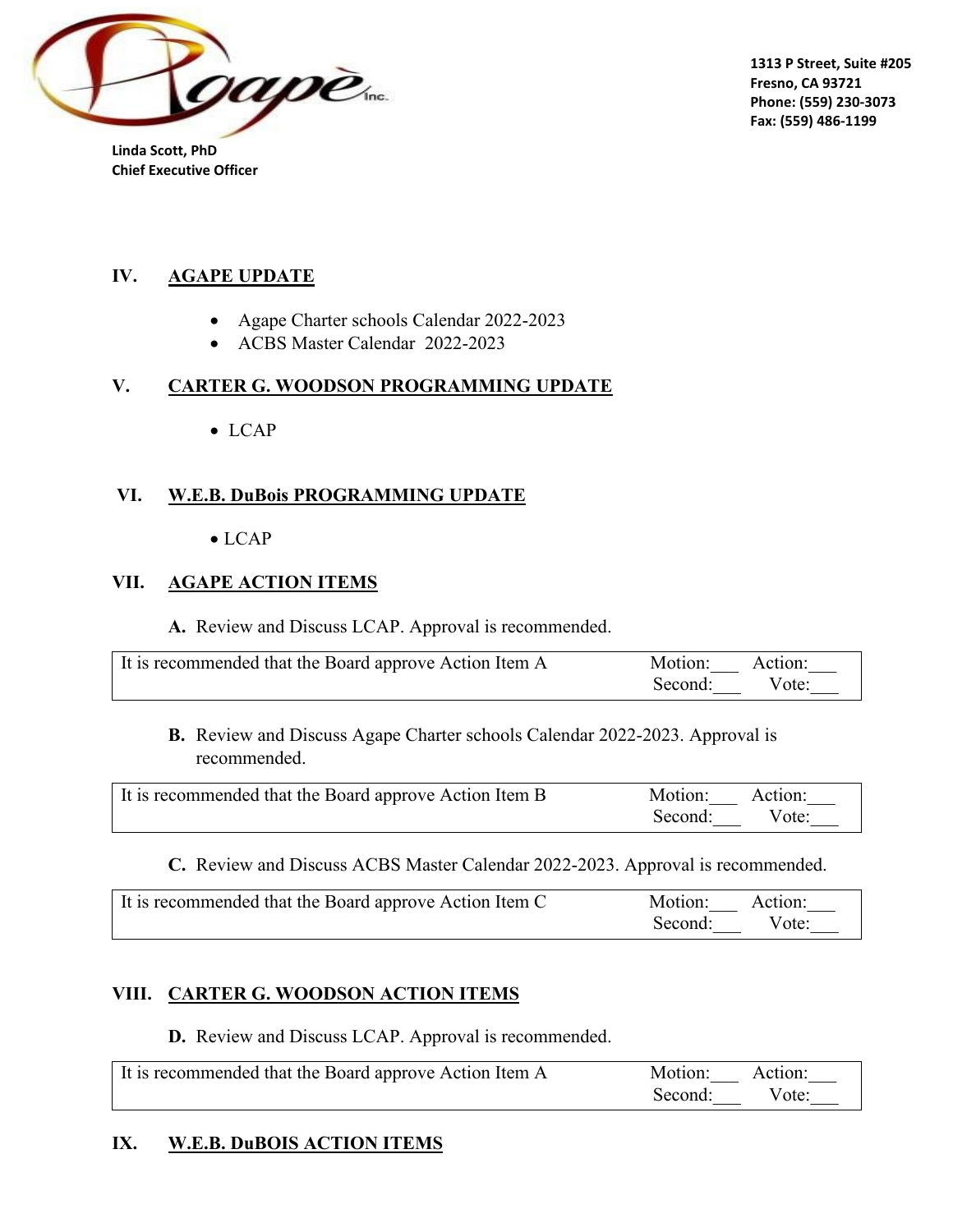Linda Scott, PhD
Chief Executive Officer

1313 P Street, Suite #205
Fresno, CA 93721
Phone: (559) 230-3073
Fax: (559) 486-1199

## IV. AGAPE UPDATE

- Agape Charter schools Calendar 2022-2023
- ACBS Master Calendar 2022-2023

## V. CARTER G. WOODSON PROGRAMMING UPDATE

- LCAP

## VI. W.E.B. DuBois PROGRAMMING UPDATE

- LCAP

## VII. AGAPE ACTION ITEMS

**A.** Review and Discuss LCAP. Approval is recommended.

| It is recommended that the Board approve Action Item A | Motion:\_\_\_ Action:\_\_\_<br>Second:\_\_\_ Vote:\_\_\_ |
|---|---|

**B.** Review and Discuss Agape Charter schools Calendar 2022-2023. Approval is recommended.

| It is recommended that the Board approve Action Item B | Motion:\_\_\_ Action:\_\_\_<br>Second:\_\_\_ Vote:\_\_\_ |
|---|---|

**C.** Review and Discuss ACBS Master Calendar 2022-2023. Approval is recommended.

| It is recommended that the Board approve Action Item C | Motion:\_\_\_ Action:\_\_\_<br>Second:\_\_\_ Vote:\_\_\_ |
|---|---|

## VIII. CARTER G. WOODSON ACTION ITEMS

**D.** Review and Discuss LCAP. Approval is recommended.

| It is recommended that the Board approve Action Item A | Motion:\_\_\_ Action:\_\_\_<br>Second:\_\_\_ Vote:\_\_\_ |
|---|---|

## IX. W.E.B. DuBOIS ACTION ITEMS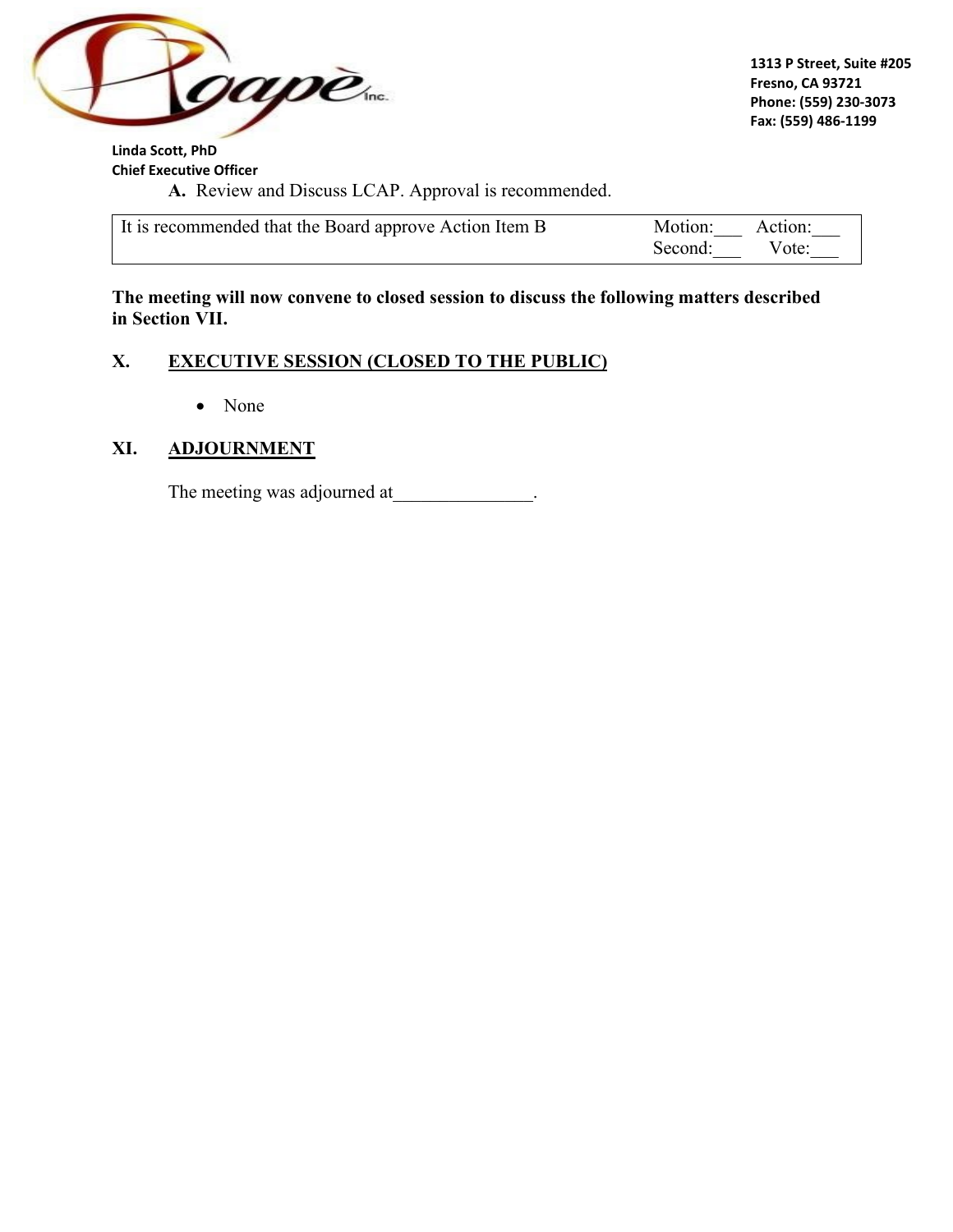1313 P Street, Suite #205
Fresno, CA 93721
Phone: (559) 230-3073
Fax: (559) 486-1199

Linda Scott, PhD
Chief Executive Officer

A. Review and Discuss LCAP. Approval is recommended.

| | |
|---|---|
| It is recommended that the Board approve Action Item B | Motion:___ Action:___<br>Second:___ Vote:___ |

**The meeting will now convene to closed session to discuss the following matters described in Section VII.**

## X. EXECUTIVE SESSION (CLOSED TO THE PUBLIC)

- None

## XI. ADJOURNMENT

The meeting was adjourned at_______________.